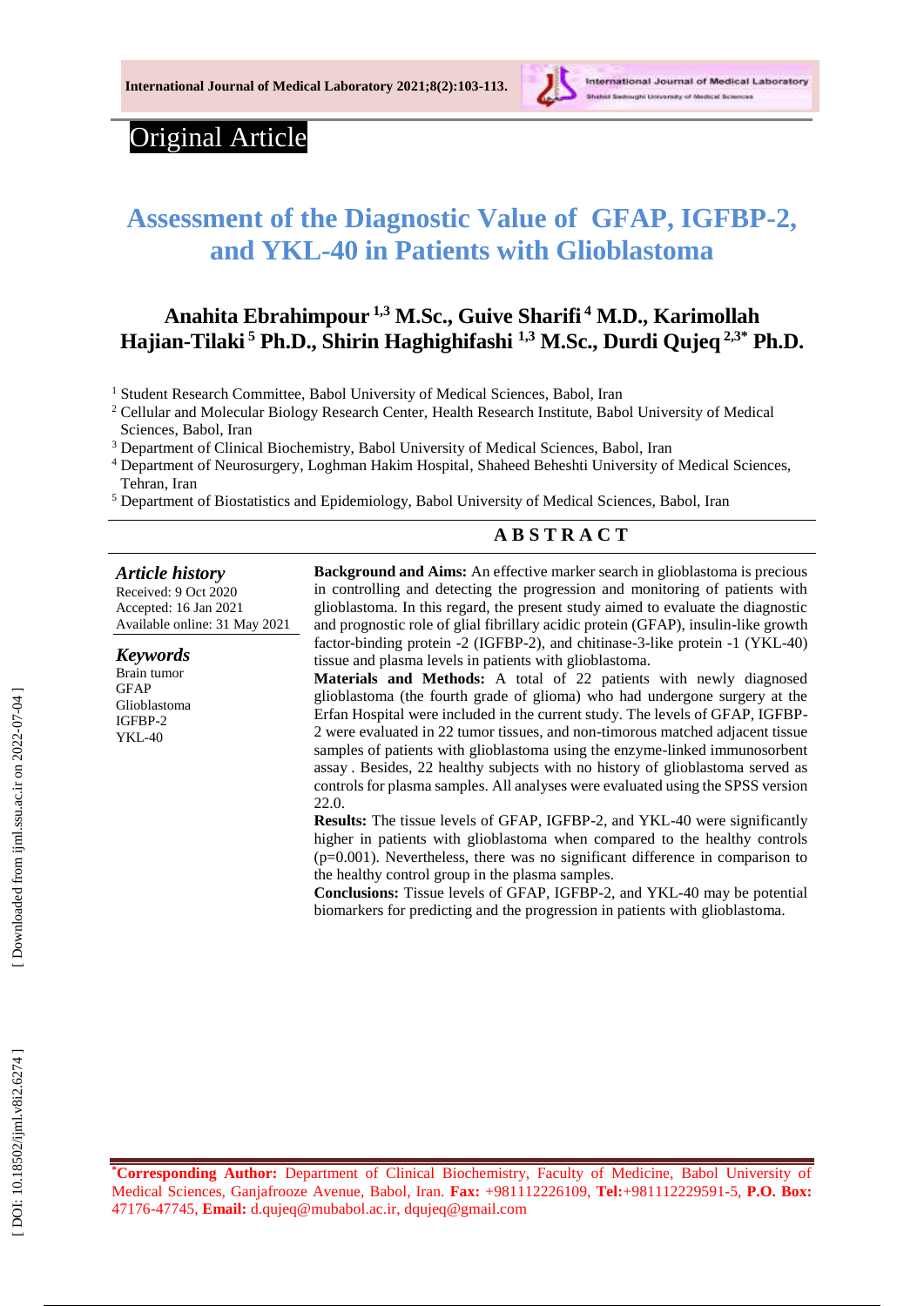Original Article

# Assessment of the Diagnostic Value of GFAP, IGFBP-2, and YKL-40 in Patients with Glioblastoma

**Anahita Ebrahimpour [1,3] M.Sc., Guive Sharifi [4] M.D., Karimollah Hajian-Tilaki [5] Ph.D., Shirin Haghighifashi [1,3] M.Sc., Durdi Qujeq [2,3*] Ph.D.**

[1] Student Research Committee, Babol University of Medical Sciences, Babol, Iran

[2] Cellular and Molecular Biology Research Center, Health Research Institute, Babol University of Medical Sciences, Babol, Iran

[3] Department of Clinical Biochemistry, Babol University of Medical Sciences, Babol, Iran

[4] Department of Neurosurgery, Loghman Hakim Hospital, Shaheed Beheshti University of Medical Sciences, Tehran, Iran

[5] Department of Biostatistics and Epidemiology, Babol University of Medical Sciences, Babol, Iran

## ABSTRACT

***Article history***

Received: 9 Oct 2020
Accepted: 16 Jan 2021
Available online: 31 May 2021

***Keywords***

Brain tumor
GFAP
Glioblastoma
IGFBP-2
YKL-40

**Background and Aims:** An effective marker search in glioblastoma is precious in controlling and detecting the progression and monitoring of patients with glioblastoma. In this regard, the present study aimed to evaluate the diagnostic and prognostic role of glial fibrillary acidic protein (GFAP), insulin-like growth factor-binding protein -2 (IGFBP-2), and chitinase-3-like protein -1 (YKL-40) tissue and plasma levels in patients with glioblastoma.

**Materials and Methods:** A total of 22 patients with newly diagnosed glioblastoma (the fourth grade of glioma) who had undergone surgery at the Erfan Hospital were included in the current study. The levels of GFAP, IGFBP-2 were evaluated in 22 tumor tissues, and non-timorous matched adjacent tissue samples of patients with glioblastoma using the enzyme-linked immunosorbent assay . Besides, 22 healthy subjects with no history of glioblastoma served as controls for plasma samples. All analyses were evaluated using the SPSS version 22.0.

**Results:** The tissue levels of GFAP, IGFBP-2, and YKL-40 were significantly higher in patients with glioblastoma when compared to the healthy controls (p=0.001). Nevertheless, there was no significant difference in comparison to the healthy control group in the plasma samples.

**Conclusions:** Tissue levels of GFAP, IGFBP-2, and YKL-40 may be potential biomarkers for predicting and the progression in patients with glioblastoma.

*__Corresponding Author:__ Department of Clinical Biochemistry, Faculty of Medicine, Babol University of Medical Sciences, Ganjafrooze Avenue, Babol, Iran. **Fax:** +981112226109, **Tel:**+981112229591-5, **P.O. Box:** 47176-47745, **Email:** d.qujeq@mubabol.ac.ir, dqujeq@gmail.com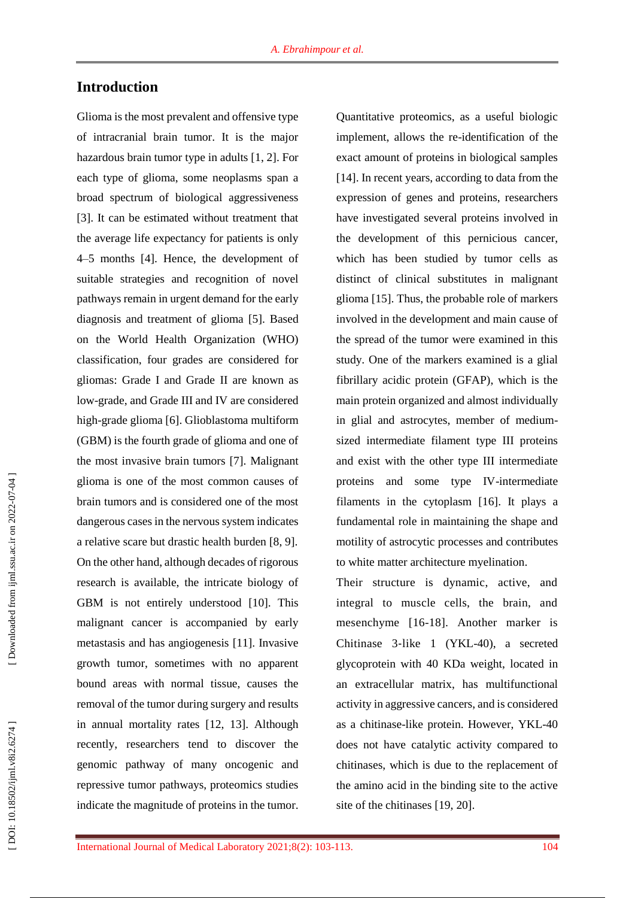## Introduction

Glioma is the most prevalent and offensive type of intracranial brain tumor. It is the major hazardous brain tumor type in adults [1, 2]. For each type of glioma, some neoplasms span a broad spectrum of biological aggressiveness [3]. It can be estimated without treatment that the average life expectancy for patients is only 4–5 months [4]. Hence, the development of suitable strategies and recognition of novel pathways remain in urgent demand for the early diagnosis and treatment of glioma [5]. Based on the World Health Organization (WHO) classification, four grades are considered for gliomas: Grade I and Grade II are known as low-grade, and Grade III and IV are considered high-grade glioma [6]. Glioblastoma multiform (GBM) is the fourth grade of glioma and one of the most invasive brain tumors [7]. Malignant glioma is one of the most common causes of brain tumors and is considered one of the most dangerous cases in the nervous system indicates a relative scare but drastic health burden [8, 9]. On the other hand, although decades of rigorous research is available, the intricate biology of GBM is not entirely understood [10]. This malignant cancer is accompanied by early metastasis and has angiogenesis [11]. Invasive growth tumor, sometimes with no apparent bound areas with normal tissue, causes the removal of the tumor during surgery and results in annual mortality rates [12, 13]. Although recently, researchers tend to discover the genomic pathway of many oncogenic and repressive tumor pathways, proteomics studies indicate the magnitude of proteins in the tumor. Quantitative proteomics, as a useful biologic implement, allows the re-identification of the exact amount of proteins in biological samples [14]. In recent years, according to data from the expression of genes and proteins, researchers have investigated several proteins involved in the development of this pernicious cancer, which has been studied by tumor cells as distinct of clinical substitutes in malignant glioma [15]. Thus, the probable role of markers involved in the development and main cause of the spread of the tumor were examined in this study. One of the markers examined is a glial fibrillary acidic protein (GFAP), which is the main protein organized and almost individually in glial and astrocytes, member of medium-sized intermediate filament type III proteins and exist with the other type III intermediate proteins and some type IV-intermediate filaments in the cytoplasm [16]. It plays a fundamental role in maintaining the shape and motility of astrocytic processes and contributes to white matter architecture myelination.

Their structure is dynamic, active, and integral to muscle cells, the brain, and mesenchyme [16-18]. Another marker is Chitinase 3-like 1 (YKL-40), a secreted glycoprotein with 40 KDa weight, located in an extracellular matrix, has multifunctional activity in aggressive cancers, and is considered as a chitinase-like protein. However, YKL-40 does not have catalytic activity compared to chitinases, which is due to the replacement of the amino acid in the binding site to the active site of the chitinases [19, 20].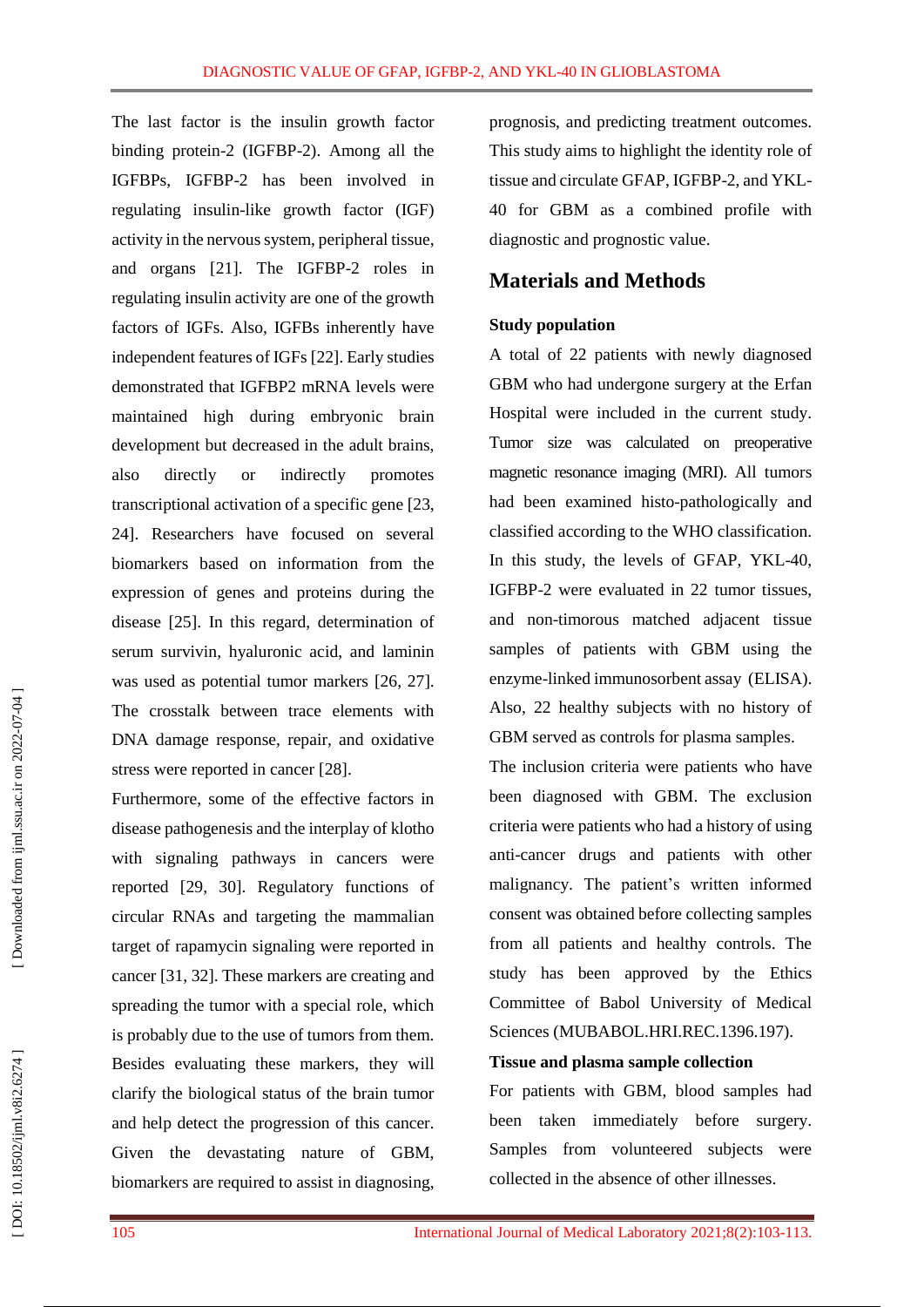The last factor is the insulin growth factor binding protein-2 (IGFBP-2). Among all the IGFBPs, IGFBP-2 has been involved in regulating insulin-like growth factor (IGF) activity in the nervous system, peripheral tissue, and organs [21]. The IGFBP-2 roles in regulating insulin activity are one of the growth factors of IGFs. Also, IGFBs inherently have independent features of IGFs [22]. Early studies demonstrated that IGFBP2 mRNA levels were maintained high during embryonic brain development but decreased in the adult brains, also directly or indirectly promotes transcriptional activation of a specific gene [23, 24]. Researchers have focused on several biomarkers based on information from the expression of genes and proteins during the disease [25]. In this regard, determination of serum survivin, hyaluronic acid, and laminin was used as potential tumor markers [26, 27]. The crosstalk between trace elements with DNA damage response, repair, and oxidative stress were reported in cancer [28].

Furthermore, some of the effective factors in disease pathogenesis and the interplay of klotho with signaling pathways in cancers were reported [29, 30]. Regulatory functions of circular RNAs and targeting the mammalian target of rapamycin signaling were reported in cancer [31, 32]. These markers are creating and spreading the tumor with a special role, which is probably due to the use of tumors from them. Besides evaluating these markers, they will clarify the biological status of the brain tumor and help detect the progression of this cancer. Given the devastating nature of GBM, biomarkers are required to assist in diagnosing, prognosis, and predicting treatment outcomes. This study aims to highlight the identity role of tissue and circulate GFAP, IGFBP-2, and YKL-40 for GBM as a combined profile with diagnostic and prognostic value.

## Materials and Methods

### Study population

A total of 22 patients with newly diagnosed GBM who had undergone surgery at the Erfan Hospital were included in the current study. Tumor size was calculated on preoperative magnetic resonance imaging (MRI). All tumors had been examined histo-pathologically and classified according to the WHO classification. In this study, the levels of GFAP, YKL-40, IGFBP-2 were evaluated in 22 tumor tissues, and non-timorous matched adjacent tissue samples of patients with GBM using the enzyme-linked immunosorbent assay (ELISA). Also, 22 healthy subjects with no history of GBM served as controls for plasma samples.

The inclusion criteria were patients who have been diagnosed with GBM. The exclusion criteria were patients who had a history of using anti-cancer drugs and patients with other malignancy. The patient's written informed consent was obtained before collecting samples from all patients and healthy controls. The study has been approved by the Ethics Committee of Babol University of Medical Sciences (MUBABOL.HRI.REC.1396.197).

### Tissue and plasma sample collection

For patients with GBM, blood samples had been taken immediately before surgery. Samples from volunteered subjects were collected in the absence of other illnesses.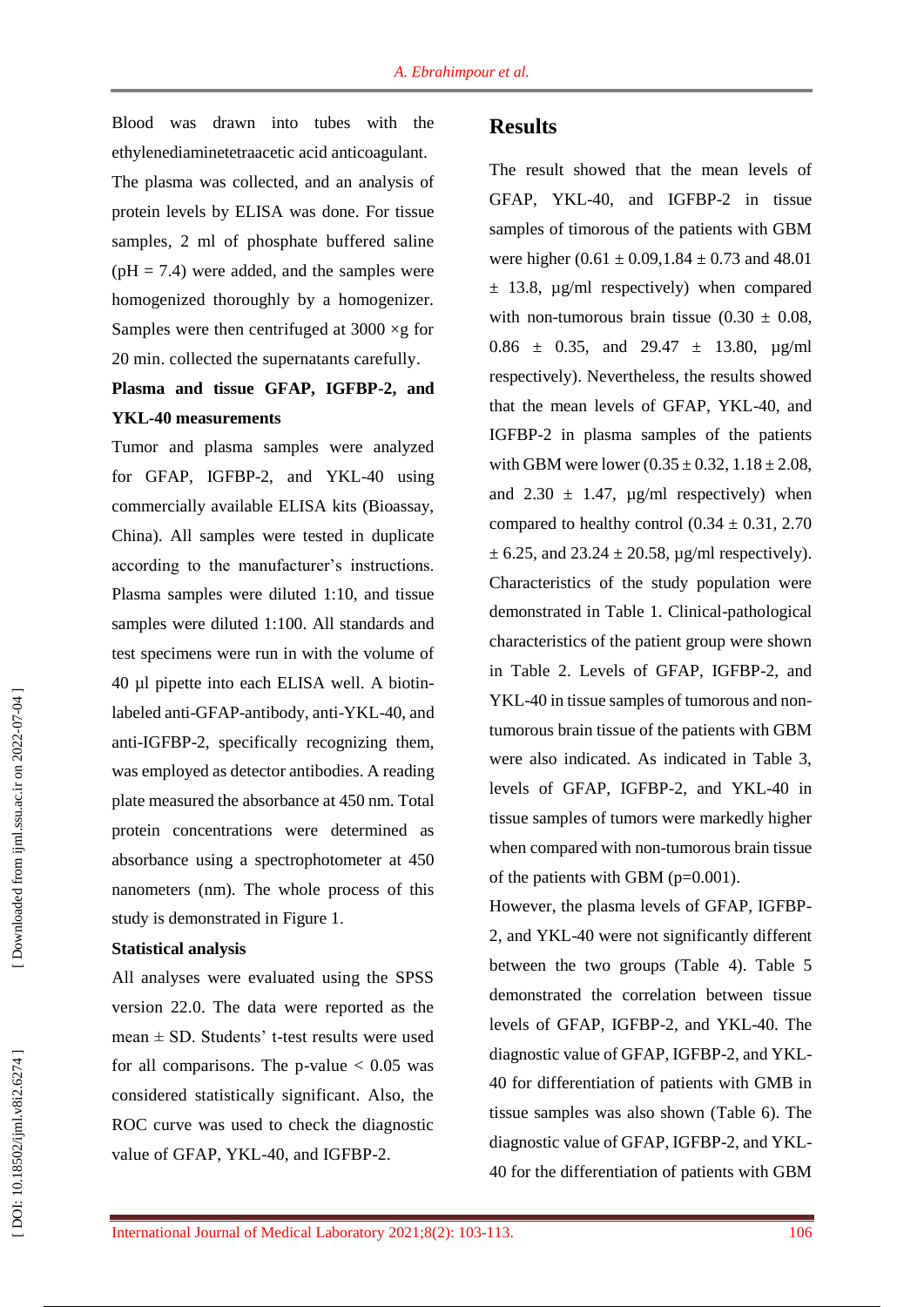Blood was drawn into tubes with the ethylenediaminetetraacetic acid anticoagulant. The plasma was collected, and an analysis of protein levels by ELISA was done. For tissue samples, 2 ml of phosphate buffered saline (pH = 7.4) were added, and the samples were homogenized thoroughly by a homogenizer. Samples were then centrifuged at 3000 ×g for 20 min. collected the supernatants carefully.

**Plasma and tissue GFAP, IGFBP-2, and YKL-40 measurements**

Tumor and plasma samples were analyzed for GFAP, IGFBP-2, and YKL-40 using commercially available ELISA kits (Bioassay, China). All samples were tested in duplicate according to the manufacturer's instructions. Plasma samples were diluted 1:10, and tissue samples were diluted 1:100. All standards and test specimens were run in with the volume of 40 µl pipette into each ELISA well. A biotin-labeled anti-GFAP-antibody, anti-YKL-40, and anti-IGFBP-2, specifically recognizing them, was employed as detector antibodies. A reading plate measured the absorbance at 450 nm. Total protein concentrations were determined as absorbance using a spectrophotometer at 450 nanometers (nm). The whole process of this study is demonstrated in Figure 1.

**Statistical analysis**

All analyses were evaluated using the SPSS version 22.0. The data were reported as the mean ± SD. Students' t-test results were used for all comparisons. The p-value < 0.05 was considered statistically significant. Also, the ROC curve was used to check the diagnostic value of GFAP, YKL-40, and IGFBP-2.

## Results

The result showed that the mean levels of GFAP, YKL-40, and IGFBP-2 in tissue samples of timorous of the patients with GBM were higher (0.61 ± 0.09,1.84 ± 0.73 and 48.01 ± 13.8, µg/ml respectively) when compared with non-tumorous brain tissue (0.30 ± 0.08, 0.86 ± 0.35, and 29.47 ± 13.80, µg/ml respectively). Nevertheless, the results showed that the mean levels of GFAP, YKL-40, and IGFBP-2 in plasma samples of the patients with GBM were lower (0.35 ± 0.32, 1.18 ± 2.08, and 2.30 ± 1.47, µg/ml respectively) when compared to healthy control (0.34 ± 0.31, 2.70 ± 6.25, and 23.24 ± 20.58, µg/ml respectively). Characteristics of the study population were demonstrated in Table 1. Clinical-pathological characteristics of the patient group were shown in Table 2. Levels of GFAP, IGFBP-2, and YKL-40 in tissue samples of tumorous and non-tumorous brain tissue of the patients with GBM were also indicated. As indicated in Table 3, levels of GFAP, IGFBP-2, and YKL-40 in tissue samples of tumors were markedly higher when compared with non-tumorous brain tissue of the patients with GBM (p=0.001).

However, the plasma levels of GFAP, IGFBP-2, and YKL-40 were not significantly different between the two groups (Table 4). Table 5 demonstrated the correlation between tissue levels of GFAP, IGFBP-2, and YKL-40. The diagnostic value of GFAP, IGFBP-2, and YKL-40 for differentiation of patients with GMB in tissue samples was also shown (Table 6). The diagnostic value of GFAP, IGFBP-2, and YKL-40 for the differentiation of patients with GBM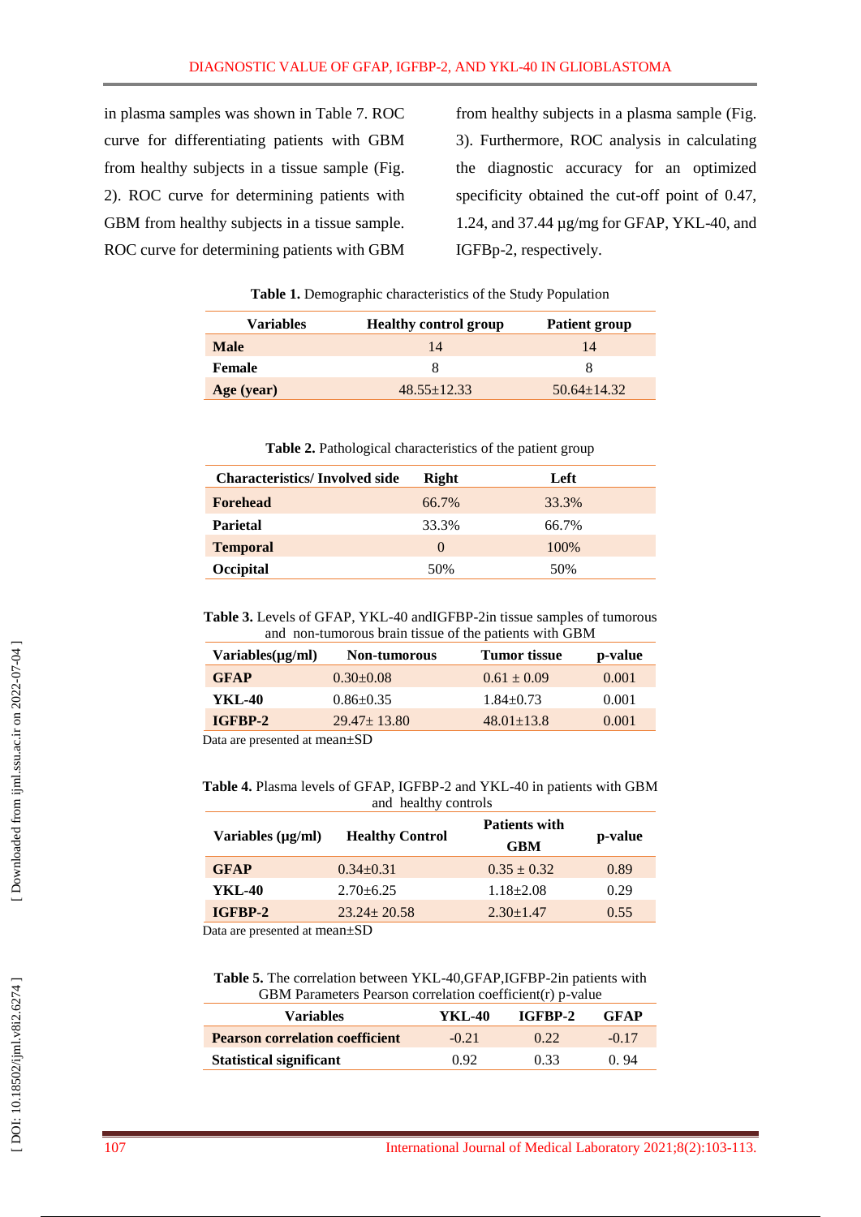in plasma samples was shown in Table 7. ROC curve for differentiating patients with GBM from healthy subjects in a tissue sample (Fig. 2). ROC curve for determining patients with GBM from healthy subjects in a tissue sample. ROC curve for determining patients with GBM from healthy subjects in a plasma sample (Fig. 3). Furthermore, ROC analysis in calculating the diagnostic accuracy for an optimized specificity obtained the cut-off point of 0.47, 1.24, and 37.44 µg/mg for GFAP, YKL-40, and IGFBp-2, respectively.

**Table 1.** Demographic characteristics of the Study Population

| Variables | Healthy control group | Patient group |
|---|---|---|
| **Male** | 14 | 14 |
| **Female** | 8 | 8 |
| **Age (year)** | 48.55±12.33 | 50.64±14.32 |

**Table 2.** Pathological characteristics of the patient group

| Characteristics/ Involved side | Right | Left |
|---|---|---|
| **Forehead** | 66.7% | 33.3% |
| **Parietal** | 33.3% | 66.7% |
| **Temporal** | 0 | 100% |
| **Occipital** | 50% | 50% |

**Table 3.** Levels of GFAP, YKL-40 andIGFBP-2in tissue samples of tumorous and non-tumorous brain tissue of the patients with GBM

| Variables(µg/ml) | Non-tumorous | Tumor tissue | p-value |
|---|---|---|---|
| **GFAP** | 0.30±0.08 | 0.61 ± 0.09 | 0.001 |
| **YKL-40** | 0.86±0.35 | 1.84±0.73 | 0.001 |
| **IGFBP-2** | 29.47± 13.80 | 48.01±13.8 | 0.001 |

Data are presented at mean±SD

**Table 4.** Plasma levels of GFAP, IGFBP-2 and YKL-40 in patients with GBM and healthy controls

| Variables (µg/ml) | Healthy Control | Patients with GBM | p-value |
|---|---|---|---|
| **GFAP** | 0.34±0.31 | 0.35 ± 0.32 | 0.89 |
| **YKL-40** | 2.70±6.25 | 1.18±2.08 | 0.29 |
| **IGFBP-2** | 23.24± 20.58 | 2.30±1.47 | 0.55 |

Data are presented at mean±SD

**Table 5.** The correlation between YKL-40,GFAP,IGFBP-2in patients with GBM Parameters Pearson correlation coefficient(r) p-value

| Variables | YKL-40 | IGFBP-2 | GFAP |
|---|---|---|---|
| **Pearson correlation coefficient** | -0.21 | 0.22 | -0.17 |
| **Statistical significant** | 0.92 | 0.33 | 0. 94 |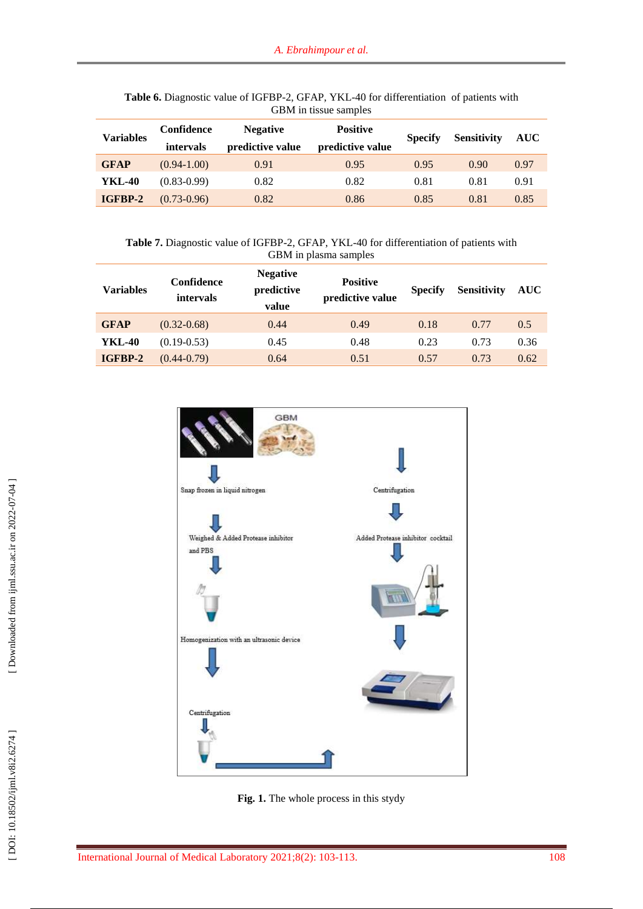**Table 6.** Diagnostic value of IGFBP-2, GFAP, YKL-40 for differentiation of patients with GBM in tissue samples

| Variables | Confidence intervals | Negative predictive value | Positive predictive value | Specify | Sensitivity | AUC |
|---|---|---|---|---|---|---|
| **GFAP** | (0.94-1.00) | 0.91 | 0.95 | 0.95 | 0.90 | 0.97 |
| **YKL-40** | (0.83-0.99) | 0.82 | 0.82 | 0.81 | 0.81 | 0.91 |
| **IGFBP-2** | (0.73-0.96) | 0.82 | 0.86 | 0.85 | 0.81 | 0.85 |

**Table 7.** Diagnostic value of IGFBP-2, GFAP, YKL-40 for differentiation of patients with GBM in plasma samples

| Variables | Confidence intervals | Negative predictive value | Positive predictive value | Specify | Sensitivity | AUC |
|---|---|---|---|---|---|---|
| **GFAP** | (0.32-0.68) | 0.44 | 0.49 | 0.18 | 0.77 | 0.5 |
| **YKL-40** | (0.19-0.53) | 0.45 | 0.48 | 0.23 | 0.73 | 0.36 |
| **IGFBP-2** | (0.44-0.79) | 0.64 | 0.51 | 0.57 | 0.73 | 0.62 |

GBM

Snap frozen in liquid nitrogen

Weighed & Added Protease inhibitor and PBS

Homogenization with an ultrasonic device

Centrifugation

Centrifugation

Added Protease inhibitor cocktail

**Fig. 1.** The whole process in this stydy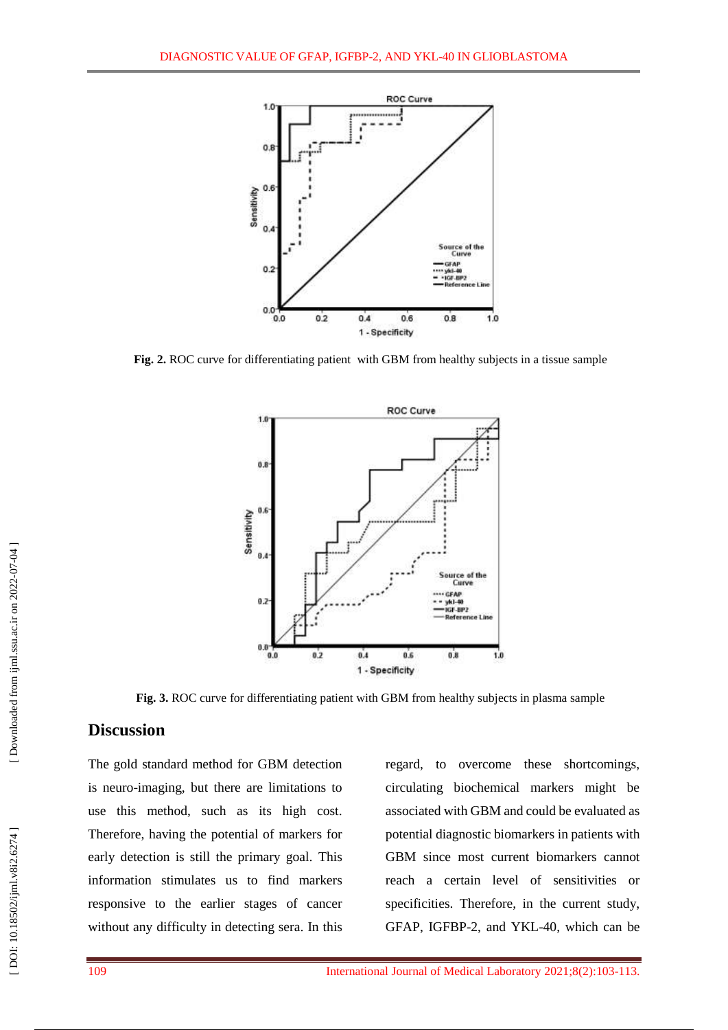Fig. 2. ROC curve for differentiating patient with GBM from healthy subjects in a tissue sample

Fig. 3. ROC curve for differentiating patient with GBM from healthy subjects in plasma sample

## Discussion

The gold standard method for GBM detection is neuro-imaging, but there are limitations to use this method, such as its high cost. Therefore, having the potential of markers for early detection is still the primary goal. This information stimulates us to find markers responsive to the earlier stages of cancer without any difficulty in detecting sera. In this regard, to overcome these shortcomings, circulating biochemical markers might be associated with GBM and could be evaluated as potential diagnostic biomarkers in patients with GBM since most current biomarkers cannot reach a certain level of sensitivities or specificities. Therefore, in the current study, GFAP, IGFBP-2, and YKL-40, which can be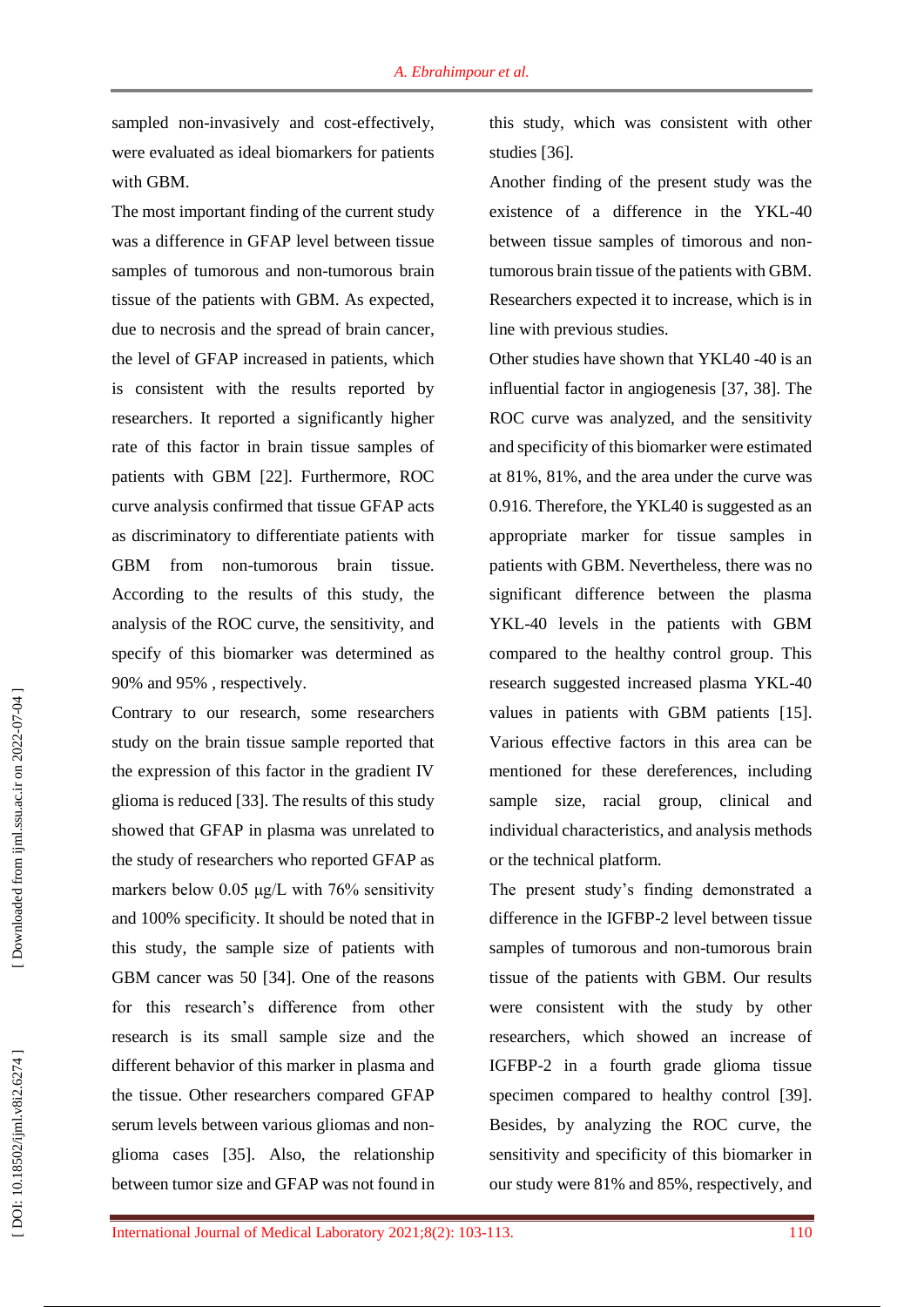sampled non-invasively and cost-effectively, were evaluated as ideal biomarkers for patients with GBM.

The most important finding of the current study was a difference in GFAP level between tissue samples of tumorous and non-tumorous brain tissue of the patients with GBM. As expected, due to necrosis and the spread of brain cancer, the level of GFAP increased in patients, which is consistent with the results reported by researchers. It reported a significantly higher rate of this factor in brain tissue samples of patients with GBM [22]. Furthermore, ROC curve analysis confirmed that tissue GFAP acts as discriminatory to differentiate patients with GBM from non-tumorous brain tissue. According to the results of this study, the analysis of the ROC curve, the sensitivity, and specify of this biomarker was determined as 90% and 95% , respectively.

Contrary to our research, some researchers study on the brain tissue sample reported that the expression of this factor in the gradient IV glioma is reduced [33]. The results of this study showed that GFAP in plasma was unrelated to the study of researchers who reported GFAP as markers below 0.05 μg/L with 76% sensitivity and 100% specificity. It should be noted that in this study, the sample size of patients with GBM cancer was 50 [34]. One of the reasons for this research's difference from other research is its small sample size and the different behavior of this marker in plasma and the tissue. Other researchers compared GFAP serum levels between various gliomas and non-glioma cases [35]. Also, the relationship between tumor size and GFAP was not found in this study, which was consistent with other studies [36].

Another finding of the present study was the existence of a difference in the YKL-40 between tissue samples of timorous and non-tumorous brain tissue of the patients with GBM. Researchers expected it to increase, which is in line with previous studies.

Other studies have shown that YKL40 -40 is an influential factor in angiogenesis [37, 38]. The ROC curve was analyzed, and the sensitivity and specificity of this biomarker were estimated at 81%, 81%, and the area under the curve was 0.916. Therefore, the YKL40 is suggested as an appropriate marker for tissue samples in patients with GBM. Nevertheless, there was no significant difference between the plasma YKL-40 levels in the patients with GBM compared to the healthy control group. This research suggested increased plasma YKL-40 values in patients with GBM patients [15]. Various effective factors in this area can be mentioned for these dereferences, including sample size, racial group, clinical and individual characteristics, and analysis methods or the technical platform.

The present study's finding demonstrated a difference in the IGFBP-2 level between tissue samples of tumorous and non-tumorous brain tissue of the patients with GBM. Our results were consistent with the study by other researchers, which showed an increase of IGFBP-2 in a fourth grade glioma tissue specimen compared to healthy control [39]. Besides, by analyzing the ROC curve, the sensitivity and specificity of this biomarker in our study were 81% and 85%, respectively, and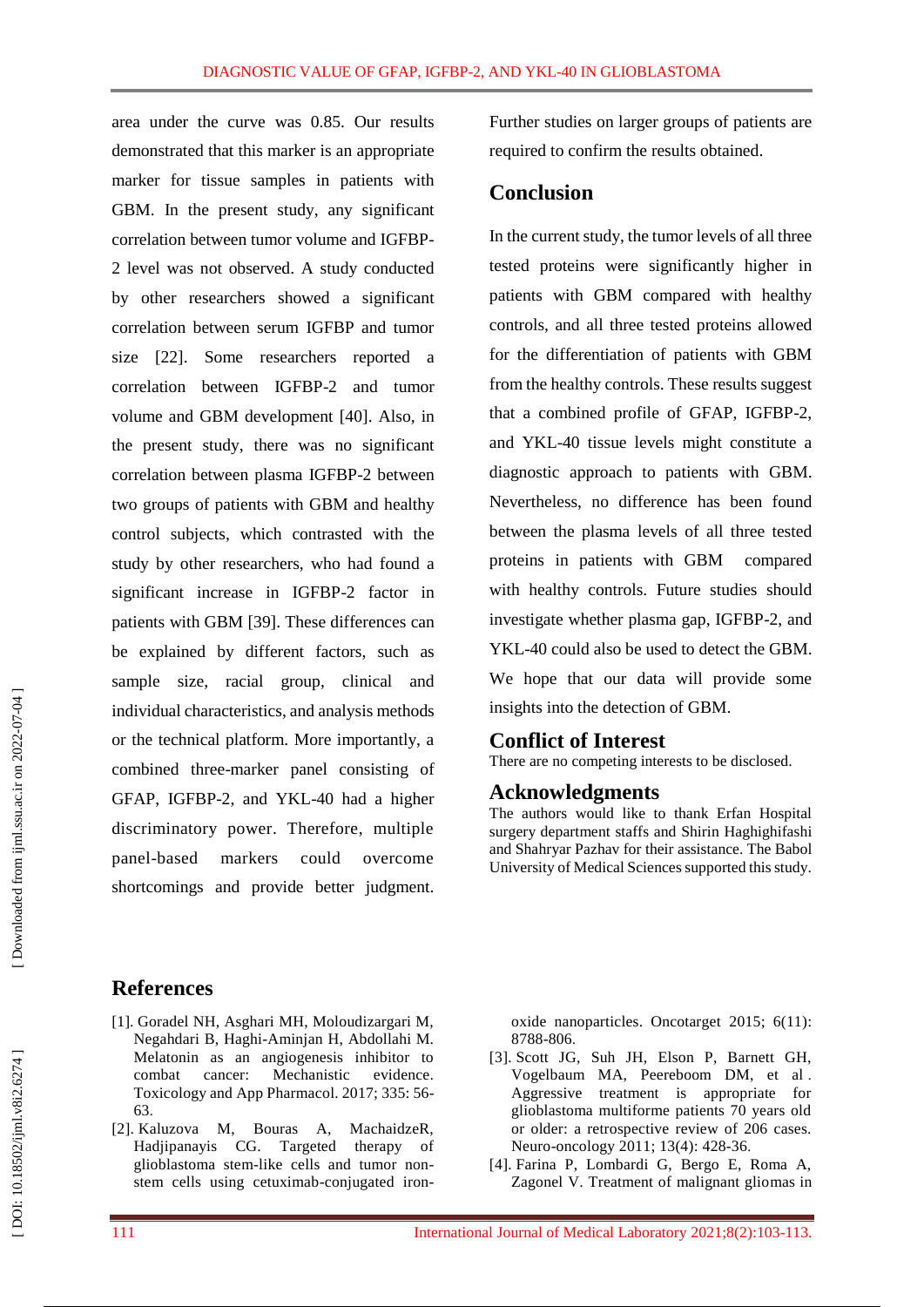area under the curve was 0.85. Our results demonstrated that this marker is an appropriate marker for tissue samples in patients with GBM. In the present study, any significant correlation between tumor volume and IGFBP-2 level was not observed. A study conducted by other researchers showed a significant correlation between serum IGFBP and tumor size [22]. Some researchers reported a correlation between IGFBP-2 and tumor volume and GBM development [40]. Also, in the present study, there was no significant correlation between plasma IGFBP-2 between two groups of patients with GBM and healthy control subjects, which contrasted with the study by other researchers, who had found a significant increase in IGFBP-2 factor in patients with GBM [39]. These differences can be explained by different factors, such as sample size, racial group, clinical and individual characteristics, and analysis methods or the technical platform. More importantly, a combined three-marker panel consisting of GFAP, IGFBP-2, and YKL-40 had a higher discriminatory power. Therefore, multiple panel-based markers could overcome shortcomings and provide better judgment. Further studies on larger groups of patients are required to confirm the results obtained.

## Conclusion

In the current study, the tumor levels of all three tested proteins were significantly higher in patients with GBM compared with healthy controls, and all three tested proteins allowed for the differentiation of patients with GBM from the healthy controls. These results suggest that a combined profile of GFAP, IGFBP-2, and YKL-40 tissue levels might constitute a diagnostic approach to patients with GBM. Nevertheless, no difference has been found between the plasma levels of all three tested proteins in patients with GBM compared with healthy controls. Future studies should investigate whether plasma gap, IGFBP-2, and YKL-40 could also be used to detect the GBM. We hope that our data will provide some insights into the detection of GBM.

## Conflict of Interest

There are no competing interests to be disclosed.

## Acknowledgments

The authors would like to thank Erfan Hospital surgery department staffs and Shirin Haghighifashi and Shahryar Pazhav for their assistance. The Babol University of Medical Sciences supported this study.

## References

[1]. Goradel NH, Asghari MH, Moloudizargari M, Negahdari B, Haghi-Aminjan H, Abdollahi M. Melatonin as an angiogenesis inhibitor to combat cancer: Mechanistic evidence. Toxicology and App Pharmacol. 2017; 335: 56-63.

[2]. Kaluzova M, Bouras A, MachaidzeR, Hadjipanayis CG. Targeted therapy of glioblastoma stem-like cells and tumor non-stem cells using cetuximab-conjugated iron-oxide nanoparticles. Oncotarget 2015; 6(11): 8788-806.

[3]. Scott JG, Suh JH, Elson P, Barnett GH, Vogelbaum MA, Peereboom DM, et al. Aggressive treatment is appropriate for glioblastoma multiforme patients 70 years old or older: a retrospective review of 206 cases. Neuro-oncology 2011; 13(4): 428-36.

[4]. Farina P, Lombardi G, Bergo E, Roma A, Zagonel V. Treatment of malignant gliomas in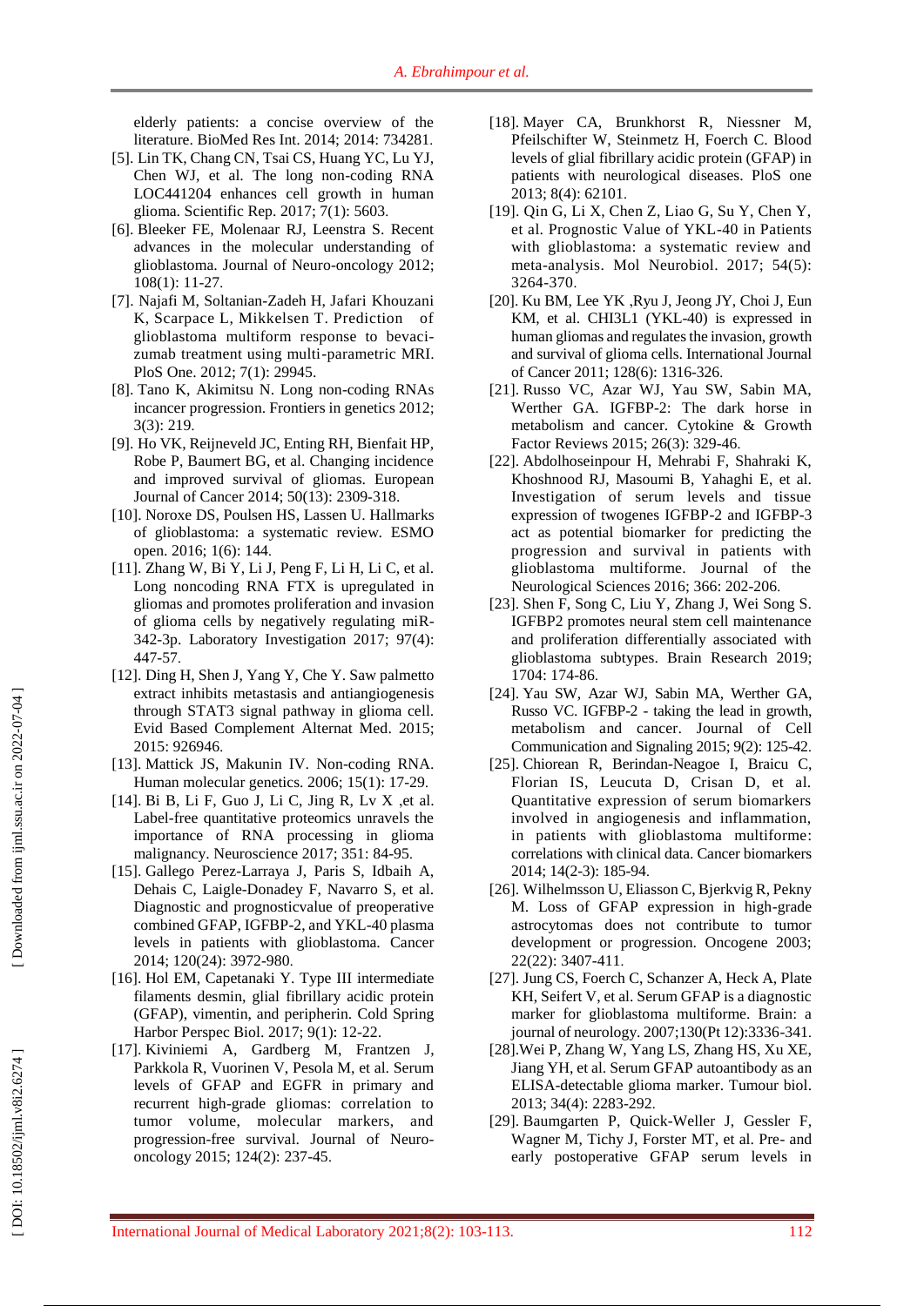elderly patients: a concise overview of the literature. BioMed Res Int. 2014; 2014: 734281.

[5]. Lin TK, Chang CN, Tsai CS, Huang YC, Lu YJ, Chen WJ, et al. The long non-coding RNA LOC441204 enhances cell growth in human glioma. Scientific Rep. 2017; 7(1): 5603.

[6]. Bleeker FE, Molenaar RJ, Leenstra S. Recent advances in the molecular understanding of glioblastoma. Journal of Neuro-oncology 2012; 108(1): 11-27.

[7]. Najafi M, Soltanian-Zadeh H, Jafari Khouzani K, Scarpace L, Mikkelsen T. Prediction of glioblastoma multiform response to bevacizumab treatment using multi-parametric MRI. PloS One. 2012; 7(1): 29945.

[8]. Tano K, Akimitsu N. Long non-coding RNAs incancer progression. Frontiers in genetics 2012; 3(3): 219.

[9]. Ho VK, Reijneveld JC, Enting RH, Bienfait HP, Robe P, Baumert BG, et al. Changing incidence and improved survival of gliomas. European Journal of Cancer 2014; 50(13): 2309-318.

[10]. Noroxe DS, Poulsen HS, Lassen U. Hallmarks of glioblastoma: a systematic review. ESMO open. 2016; 1(6): 144.

[11]. Zhang W, Bi Y, Li J, Peng F, Li H, Li C, et al. Long noncoding RNA FTX is upregulated in gliomas and promotes proliferation and invasion of glioma cells by negatively regulating miR-342-3p. Laboratory Investigation 2017; 97(4): 447-57.

[12]. Ding H, Shen J, Yang Y, Che Y. Saw palmetto extract inhibits metastasis and antiangiogenesis through STAT3 signal pathway in glioma cell. Evid Based Complement Alternat Med. 2015; 2015: 926946.

[13]. Mattick JS, Makunin IV. Non-coding RNA. Human molecular genetics. 2006; 15(1): 17-29.

[14]. Bi B, Li F, Guo J, Li C, Jing R, Lv X ,et al. Label-free quantitative proteomics unravels the importance of RNA processing in glioma malignancy. Neuroscience 2017; 351: 84-95.

[15]. Gallego Perez-Larraya J, Paris S, Idbaih A, Dehais C, Laigle-Donadey F, Navarro S, et al. Diagnostic and prognosticvalue of preoperative combined GFAP, IGFBP-2, and YKL-40 plasma levels in patients with glioblastoma. Cancer 2014; 120(24): 3972-980.

[16]. Hol EM, Capetanaki Y. Type III intermediate filaments desmin, glial fibrillary acidic protein (GFAP), vimentin, and peripherin. Cold Spring Harbor Perspec Biol. 2017; 9(1): 12-22.

[17]. Kiviniemi A, Gardberg M, Frantzen J, Parkkola R, Vuorinen V, Pesola M, et al. Serum levels of GFAP and EGFR in primary and recurrent high-grade gliomas: correlation to tumor volume, molecular markers, and progression-free survival. Journal of Neuro-oncology 2015; 124(2): 237-45.

[18]. Mayer CA, Brunkhorst R, Niessner M, Pfeilschifter W, Steinmetz H, Foerch C. Blood levels of glial fibrillary acidic protein (GFAP) in patients with neurological diseases. PloS one 2013; 8(4): 62101.

[19]. Qin G, Li X, Chen Z, Liao G, Su Y, Chen Y, et al. Prognostic Value of YKL-40 in Patients with glioblastoma: a systematic review and meta-analysis. Mol Neurobiol. 2017; 54(5): 3264-370.

[20]. Ku BM, Lee YK ,Ryu J, Jeong JY, Choi J, Eun KM, et al. CHI3L1 (YKL-40) is expressed in human gliomas and regulates the invasion, growth and survival of glioma cells. International Journal of Cancer 2011; 128(6): 1316-326.

[21]. Russo VC, Azar WJ, Yau SW, Sabin MA, Werther GA. IGFBP-2: The dark horse in metabolism and cancer. Cytokine & Growth Factor Reviews 2015; 26(3): 329-46.

[22]. Abdolhoseinpour H, Mehrabi F, Shahraki K, Khoshnood RJ, Masoumi B, Yahaghi E, et al. Investigation of serum levels and tissue expression of twogenes IGFBP-2 and IGFBP-3 act as potential biomarker for predicting the progression and survival in patients with glioblastoma multiforme. Journal of the Neurological Sciences 2016; 366: 202-206.

[23]. Shen F, Song C, Liu Y, Zhang J, Wei Song S. IGFBP2 promotes neural stem cell maintenance and proliferation differentially associated with glioblastoma subtypes. Brain Research 2019; 1704: 174-86.

[24]. Yau SW, Azar WJ, Sabin MA, Werther GA, Russo VC. IGFBP-2 - taking the lead in growth, metabolism and cancer. Journal of Cell Communication and Signaling 2015; 9(2): 125-42.

[25]. Chiorean R, Berindan-Neagoe I, Braicu C, Florian IS, Leucuta D, Crisan D, et al. Quantitative expression of serum biomarkers involved in angiogenesis and inflammation, in patients with glioblastoma multiforme: correlations with clinical data. Cancer biomarkers 2014; 14(2-3): 185-94.

[26]. Wilhelmsson U, Eliasson C, Bjerkvig R, Pekny M. Loss of GFAP expression in high-grade astrocytomas does not contribute to tumor development or progression. Oncogene 2003; 22(22): 3407-411.

[27]. Jung CS, Foerch C, Schanzer A, Heck A, Plate KH, Seifert V, et al. Serum GFAP is a diagnostic marker for glioblastoma multiforme. Brain: a journal of neurology. 2007;130(Pt 12):3336-341.

[28].Wei P, Zhang W, Yang LS, Zhang HS, Xu XE, Jiang YH, et al. Serum GFAP autoantibody as an ELISA-detectable glioma marker. Tumour biol. 2013; 34(4): 2283-292.

[29]. Baumgarten P, Quick-Weller J, Gessler F, Wagner M, Tichy J, Forster MT, et al. Pre- and early postoperative GFAP serum levels in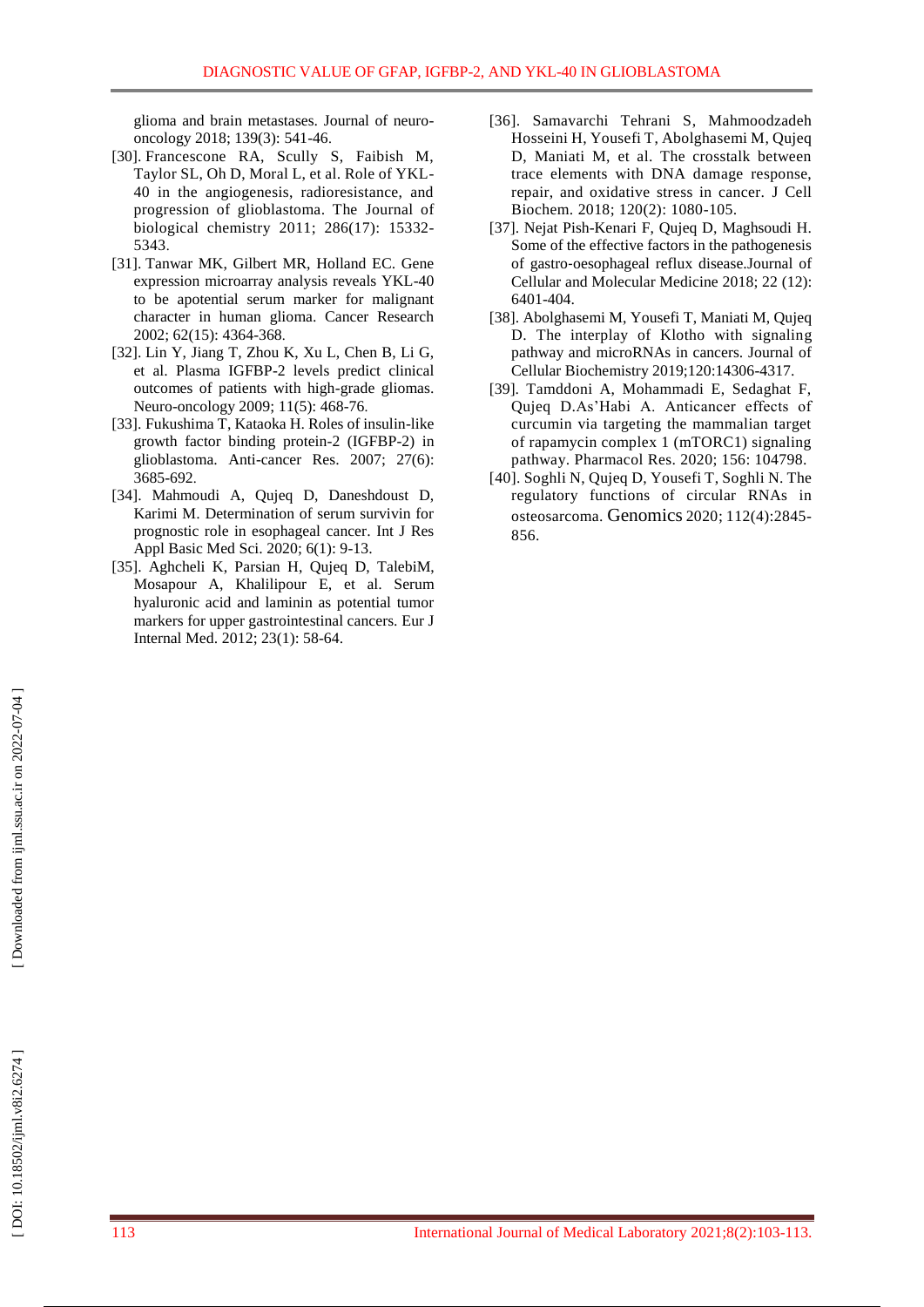glioma and brain metastases. Journal of neuro-oncology 2018; 139(3): 541-46.

[30]. Francescone RA, Scully S, Faibish M, Taylor SL, Oh D, Moral L, et al. Role of YKL-40 in the angiogenesis, radioresistance, and progression of glioblastoma. The Journal of biological chemistry 2011; 286(17): 15332-5343.

[31]. Tanwar MK, Gilbert MR, Holland EC. Gene expression microarray analysis reveals YKL-40 to be apotential serum marker for malignant character in human glioma. Cancer Research 2002; 62(15): 4364-368.

[32]. Lin Y, Jiang T, Zhou K, Xu L, Chen B, Li G, et al. Plasma IGFBP-2 levels predict clinical outcomes of patients with high-grade gliomas. Neuro-oncology 2009; 11(5): 468-76.

[33]. Fukushima T, Kataoka H. Roles of insulin-like growth factor binding protein-2 (IGFBP-2) in glioblastoma. Anti-cancer Res. 2007; 27(6): 3685-692.

[34]. Mahmoudi A, Qujeq D, Daneshdoust D, Karimi M. Determination of serum survivin for prognostic role in esophageal cancer. Int J Res Appl Basic Med Sci. 2020; 6(1): 9-13.

[35]. Aghcheli K, Parsian H, Qujeq D, TalebiM, Mosapour A, Khalilipour E, et al. Serum hyaluronic acid and laminin as potential tumor markers for upper gastrointestinal cancers. Eur J Internal Med. 2012; 23(1): 58-64.

[36]. Samavarchi Tehrani S, Mahmoodzadeh Hosseini H, Yousefi T, Abolghasemi M, Qujeq D, Maniati M, et al. The crosstalk between trace elements with DNA damage response, repair, and oxidative stress in cancer. J Cell Biochem. 2018; 120(2): 1080-105.

[37]. Nejat Pish-Kenari F, Qujeq D, Maghsoudi H. Some of the effective factors in the pathogenesis of gastro-oesophageal reflux disease.Journal of Cellular and Molecular Medicine 2018; 22 (12): 6401-404.

[38]. Abolghasemi M, Yousefi T, Maniati M, Qujeq D. The interplay of Klotho with signaling pathway and microRNAs in cancers. Journal of Cellular Biochemistry 2019;120:14306-4317.

[39]. Tamddoni A, Mohammadi E, Sedaghat F, Qujeq D.As'Habi A. Anticancer effects of curcumin via targeting the mammalian target of rapamycin complex 1 (mTORC1) signaling pathway. Pharmacol Res. 2020; 156: 104798.

[40]. Soghli N, Qujeq D, Yousefi T, Soghli N. The regulatory functions of circular RNAs in osteosarcoma. Genomics 2020; 112(4):2845-856.